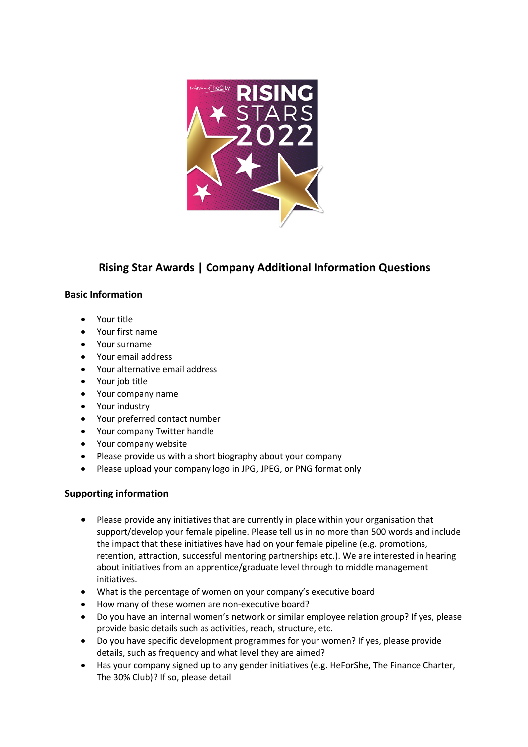# Rising Star Awards | Company Additional Information Questions

## Basic Information

- Your title
- Your first name
- Your surname
- Your email address
- Your alternative email address
- Your job title
- Your company name
- Your industry
- Your preferred contact number
- Your company Twitter handle
- Your company website
- Please provide us with a short biography about your company
- Please upload your company logo in JPG, JPEG, or PNG format only

## Supporting information

- Please provide any initiatives that are currently in place within your organisation that support/develop your female pipeline. Please tell us in no more than 500 words and include the impact that these initiatives have had on your female pipeline (e.g. promotions, retention, attraction, successful mentoring partnerships etc.). We are interested in hearing about initiatives from an apprentice/graduate level through to middle management initiatives.
- What is the percentage of women on your company's executive board
- How many of these women are non-executive board?
- Do you have an internal women's network or similar employee relation group? If yes, please provide basic details such as activities, reach, structure, etc.
- Do you have specific development programmes for your women? If yes, please provide details, such as frequency and what level they are aimed?
- Has your company signed up to any gender initiatives (e.g. HeForShe, The Finance Charter, The 30% Club)? If so, please detail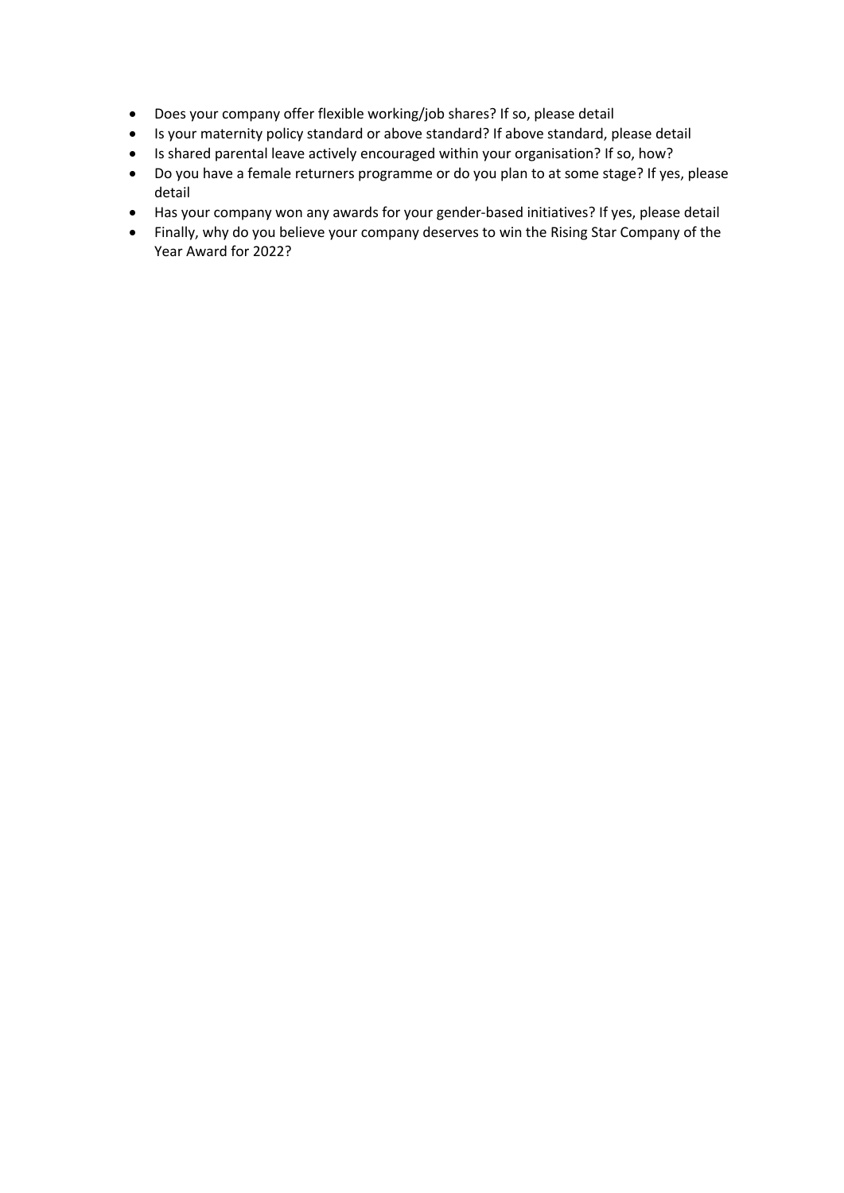- Does your company offer flexible working/job shares? If so, please detail
- Is your maternity policy standard or above standard? If above standard, please detail
- Is shared parental leave actively encouraged within your organisation? If so, how?
- Do you have a female returners programme or do you plan to at some stage? If yes, please detail
- Has your company won any awards for your gender-based initiatives? If yes, please detail
- Finally, why do you believe your company deserves to win the Rising Star Company of the Year Award for 2022?